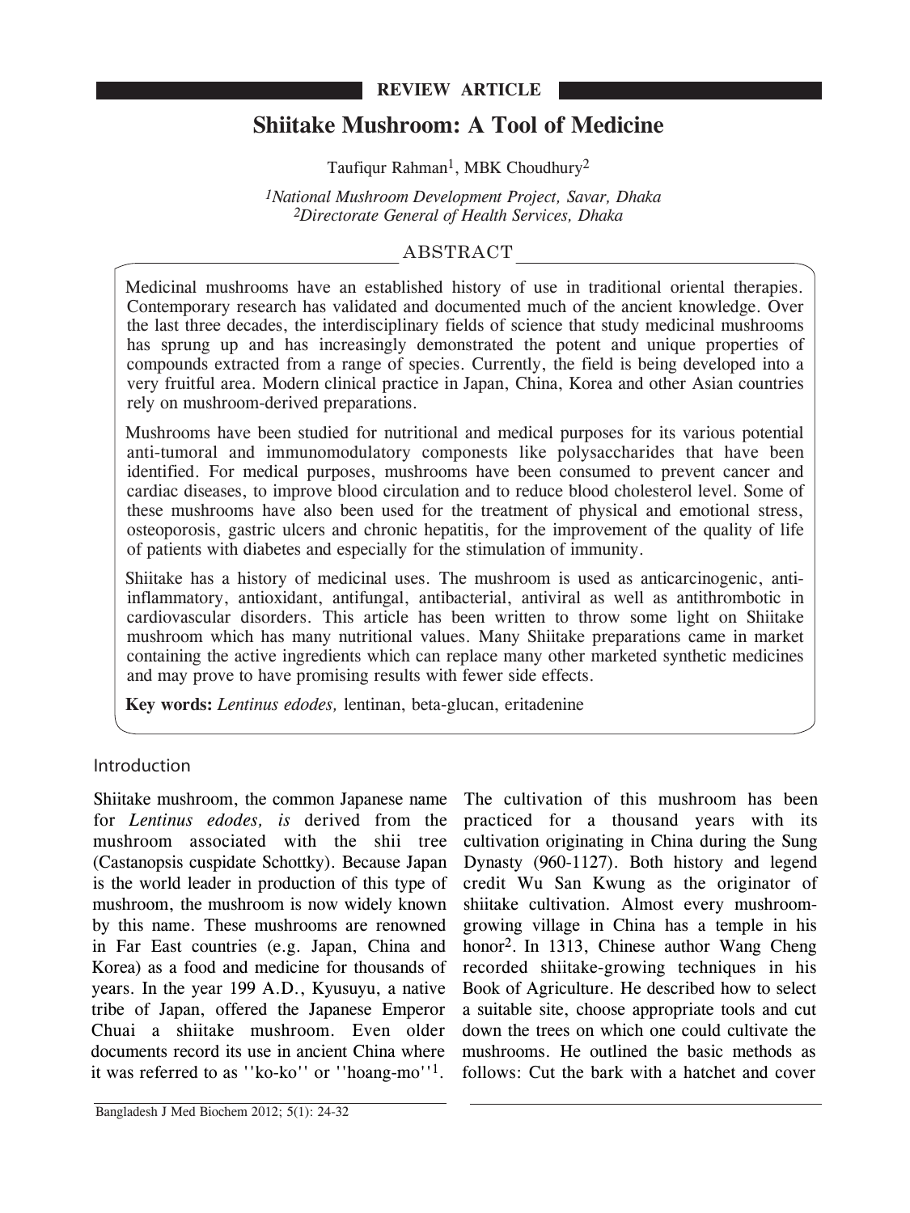**REVIEW ARTICLE**

# Shiitake Mushroom: A Tool of Medicine

Taufiqur Rahman[1], MBK Choudhury[2]

*[1]National Mushroom Development Project, Savar, Dhaka*
*[2]Directorate General of Health Services, Dhaka*

## ABSTRACT

Medicinal mushrooms have an established history of use in traditional oriental therapies. Contemporary research has validated and documented much of the ancient knowledge. Over the last three decades, the interdisciplinary fields of science that study medicinal mushrooms has sprung up and has increasingly demonstrated the potent and unique properties of compounds extracted from a range of species. Currently, the field is being developed into a very fruitful area. Modern clinical practice in Japan, China, Korea and other Asian countries rely on mushroom-derived preparations.

Mushrooms have been studied for nutritional and medical purposes for its various potential anti-tumoral and immunomodulatory componests like polysaccharides that have been identified. For medical purposes, mushrooms have been consumed to prevent cancer and cardiac diseases, to improve blood circulation and to reduce blood cholesterol level. Some of these mushrooms have also been used for the treatment of physical and emotional stress, osteoporosis, gastric ulcers and chronic hepatitis, for the improvement of the quality of life of patients with diabetes and especially for the stimulation of immunity.

Shiitake has a history of medicinal uses. The mushroom is used as anticarcinogenic, anti-inflammatory, antioxidant, antifungal, antibacterial, antiviral as well as antithrombotic in cardiovascular disorders. This article has been written to throw some light on Shiitake mushroom which has many nutritional values. Many Shiitake preparations came in market containing the active ingredients which can replace many other marketed synthetic medicines and may prove to have promising results with fewer side effects.

**Key words:** *Lentinus edodes,* lentinan, beta-glucan, eritadenine

## Introduction

Shiitake mushroom, the common Japanese name for *Lentinus edodes, is* derived from the mushroom associated with the shii tree (Castanopsis cuspidate Schottky). Because Japan is the world leader in production of this type of mushroom, the mushroom is now widely known by this name. These mushrooms are renowned in Far East countries (e.g. Japan, China and Korea) as a food and medicine for thousands of years. In the year 199 A.D., Kyusuyu, a native tribe of Japan, offered the Japanese Emperor Chuai a shiitake mushroom. Even older documents record its use in ancient China where it was referred to as ''ko-ko'' or ''hoang-mo''[1].

The cultivation of this mushroom has been practiced for a thousand years with its cultivation originating in China during the Sung Dynasty (960-1127). Both history and legend credit Wu San Kwung as the originator of shiitake cultivation. Almost every mushroom-growing village in China has a temple in his honor[2]. In 1313, Chinese author Wang Cheng recorded shiitake-growing techniques in his Book of Agriculture. He described how to select a suitable site, choose appropriate tools and cut down the trees on which one could cultivate the mushrooms. He outlined the basic methods as follows: Cut the bark with a hatchet and cover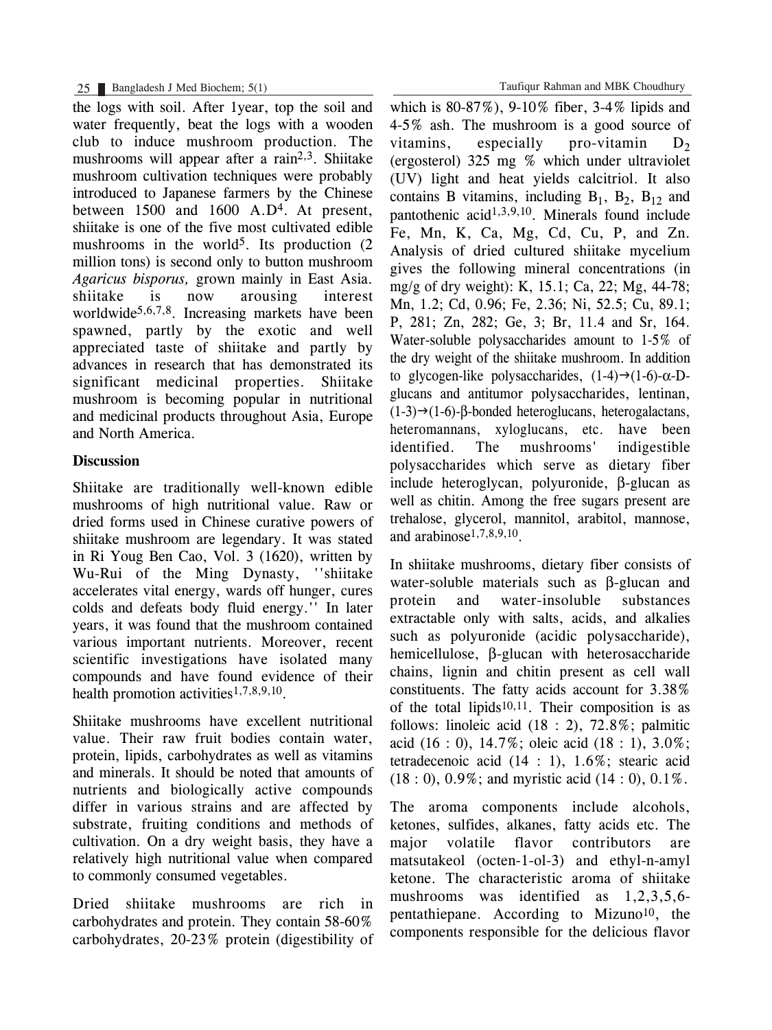the logs with soil. After 1year, top the soil and water frequently, beat the logs with a wooden club to induce mushroom production. The mushrooms will appear after a rain[2,3]. Shiitake mushroom cultivation techniques were probably introduced to Japanese farmers by the Chinese between 1500 and 1600 A.D[4]. At present, shiitake is one of the five most cultivated edible mushrooms in the world[5]. Its production (2 million tons) is second only to button mushroom *Agaricus bisporus,* grown mainly in East Asia. shiitake is now arousing interest worldwide[5,6,7,8]. Increasing markets have been spawned, partly by the exotic and well appreciated taste of shiitake and partly by advances in research that has demonstrated its significant medicinal properties. Shiitake mushroom is becoming popular in nutritional and medicinal products throughout Asia, Europe and North America.

## Discussion

Shiitake are traditionally well-known edible mushrooms of high nutritional value. Raw or dried forms used in Chinese curative powers of shiitake mushroom are legendary. It was stated in Ri Youg Ben Cao, Vol. 3 (1620), written by Wu-Rui of the Ming Dynasty, ''shiitake accelerates vital energy, wards off hunger, cures colds and defeats body fluid energy.'' In later years, it was found that the mushroom contained various important nutrients. Moreover, recent scientific investigations have isolated many compounds and have found evidence of their health promotion activities[1,7,8,9,10].

Shiitake mushrooms have excellent nutritional value. Their raw fruit bodies contain water, protein, lipids, carbohydrates as well as vitamins and minerals. It should be noted that amounts of nutrients and biologically active compounds differ in various strains and are affected by substrate, fruiting conditions and methods of cultivation. On a dry weight basis, they have a relatively high nutritional value when compared to commonly consumed vegetables.

Dried shiitake mushrooms are rich in carbohydrates and protein. They contain 58-60% carbohydrates, 20-23% protein (digestibility of which is 80-87%), 9-10% fiber, 3-4% lipids and 4-5% ash. The mushroom is a good source of vitamins, especially pro-vitamin $D_2$ (ergosterol) 325 mg % which under ultraviolet (UV) light and heat yields calcitriol. It also contains B vitamins, including $B_1$, $B_2$, $B_{12}$ and pantothenic acid[1,3,9,10]. Minerals found include Fe, Mn, K, Ca, Mg, Cd, Cu, P, and Zn. Analysis of dried cultured shiitake mycelium gives the following mineral concentrations (in mg/g of dry weight): K, 15.1; Ca, 22; Mg, 44-78; Mn, 1.2; Cd, 0.96; Fe, 2.36; Ni, 52.5; Cu, 89.1; P, 281; Zn, 282; Ge, 3; Br, 11.4 and Sr, 164. Water-soluble polysaccharides amount to 1-5% of the dry weight of the shiitake mushroom. In addition to glycogen-like polysaccharides, $(1\text{-}4)\rightarrow(1\text{-}6)$-$\alpha$-D-glucans and antitumor polysaccharides, lentinan, $(1\text{-}3)\rightarrow(1\text{-}6)$-$\beta$-bonded heteroglucans, heterogalactans, heteromannans, xyloglucans, etc. have been identified. The mushrooms' indigestible polysaccharides which serve as dietary fiber include heteroglycan, polyuronide, $\beta$-glucan as well as chitin. Among the free sugars present are trehalose, glycerol, mannitol, arabitol, mannose, and arabinose[1,7,8,9,10].

In shiitake mushrooms, dietary fiber consists of water-soluble materials such as $\beta$-glucan and protein and water-insoluble substances extractable only with salts, acids, and alkalies such as polyuronide (acidic polysaccharide), hemicellulose, $\beta$-glucan with heterosaccharide chains, lignin and chitin present as cell wall constituents. The fatty acids account for 3.38% of the total lipids[10,11]. Their composition is as follows: linoleic acid (18 : 2), 72.8%; palmitic acid (16 : 0), 14.7%; oleic acid (18 : 1), 3.0%; tetradecenoic acid (14 : 1), 1.6%; stearic acid (18 : 0), 0.9%; and myristic acid (14 : 0), 0.1%.

The aroma components include alcohols, ketones, sulfides, alkanes, fatty acids etc. The major volatile flavor contributors are matsutakeol (octen-1-ol-3) and ethyl-n-amyl ketone. The characteristic aroma of shiitake mushrooms was identified as 1,2,3,5,6-pentathiepane. According to Mizuno[10], the components responsible for the delicious flavor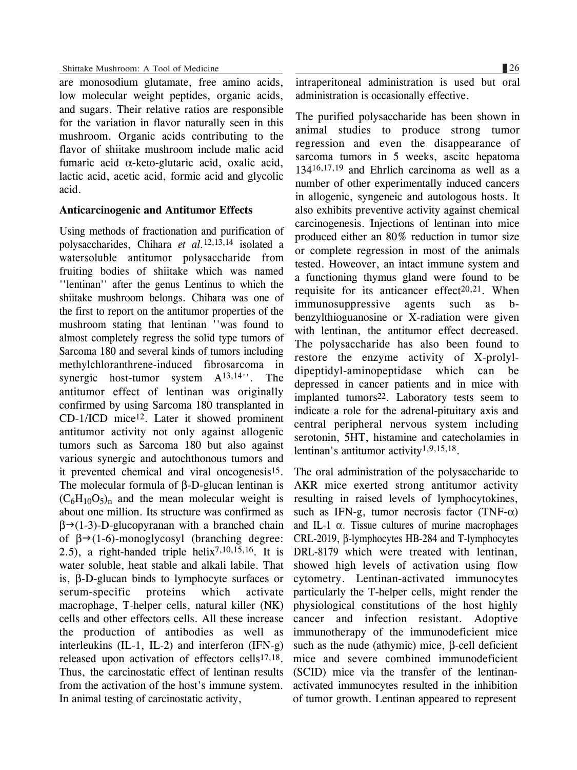are monosodium glutamate, free amino acids, low molecular weight peptides, organic acids, and sugars. Their relative ratios are responsible for the variation in flavor naturally seen in this mushroom. Organic acids contributing to the flavor of shiitake mushroom include malic acid fumaric acid α-keto-glutaric acid, oxalic acid, lactic acid, acetic acid, formic acid and glycolic acid.

**Anticarcinogenic and Antitumor Effects**

Using methods of fractionation and purification of polysaccharides, Chihara *et al.*[12,13,14] isolated a watersoluble antitumor polysaccharide from fruiting bodies of shiitake which was named ''lentinan'' after the genus Lentinus to which the shiitake mushroom belongs. Chihara was one of the first to report on the antitumor properties of the mushroom stating that lentinan ''was found to almost completely regress the solid type tumors of Sarcoma 180 and several kinds of tumors including methylchloranthrene-induced fibrosarcoma in synergic host-tumor system A[13,14]''. The antitumor effect of lentinan was originally confirmed by using Sarcoma 180 transplanted in CD-1/ICD mice[12]. Later it showed prominent antitumor activity not only against allogenic tumors such as Sarcoma 180 but also against various synergic and autochthonous tumors and it prevented chemical and viral oncogenesis[15]. The molecular formula of β-D-glucan lentinan is $(C_6H_{10}O_5)_n$ and the mean molecular weight is about one million. Its structure was confirmed as β→(1-3)-D-glucopyranan with a branched chain of β→(1-6)-monoglycosyl (branching degree: 2.5), a right-handed triple helix[7,10,15,16]. It is water soluble, heat stable and alkali labile. That is, β-D-glucan binds to lymphocyte surfaces or serum-specific proteins which activate macrophage, T-helper cells, natural killer (NK) cells and other effectors cells. All these increase the production of antibodies as well as interleukins (IL-1, IL-2) and interferon (IFN-g) released upon activation of effectors cells[17,18]. Thus, the carcinostatic effect of lentinan results from the activation of the host's immune system. In animal testing of carcinostatic activity, intraperitoneal administration is used but oral administration is occasionally effective.

The purified polysaccharide has been shown in animal studies to produce strong tumor regression and even the disappearance of sarcoma tumors in 5 weeks, ascitc hepatoma 134[16,17,19] and Ehrlich carcinoma as well as a number of other experimentally induced cancers in allogenic, syngeneic and autologous hosts. It also exhibits preventive activity against chemical carcinogenesis. Injections of lentinan into mice produced either an 80% reduction in tumor size or complete regression in most of the animals tested. However, an intact immune system and a functioning thymus gland were found to be requisite for its anticancer effect[20,21]. When immunosuppressive agents such as b-benzylthioguanosine or X-radiation were given with lentinan, the antitumor effect decreased. The polysaccharide has also been found to restore the enzyme activity of X-prolyl-dipeptidyl-aminopeptidase which can be depressed in cancer patients and in mice with implanted tumors[22]. Laboratory tests seem to indicate a role for the adrenal-pituitary axis and central peripheral nervous system including serotonin, 5HT, histamine and catecholamies in lentinan's antitumor activity[1,9,15,18].

The oral administration of the polysaccharide to AKR mice exerted strong antitumor activity resulting in raised levels of lymphocytokines, such as IFN-g, tumor necrosis factor (TNF-α) and IL-1 α. Tissue cultures of murine macrophages CRL-2019, β-lymphocytes HB-284 and T-lymphocytes DRL-8179 which were treated with lentinan, showed high levels of activation using flow cytometry. Lentinan-activated immunocytes particularly the T-helper cells, might render the physiological constitutions of the host highly cancer and infection resistant. Adoptive immunotherapy of the immunodeficient mice such as the nude (athymic) mice, β-cell deficient mice and severe combined immunodeficient (SCID) mice via the transfer of the lentinan-activated immunocytes resulted in the inhibition of tumor growth. Lentinan appeared to represent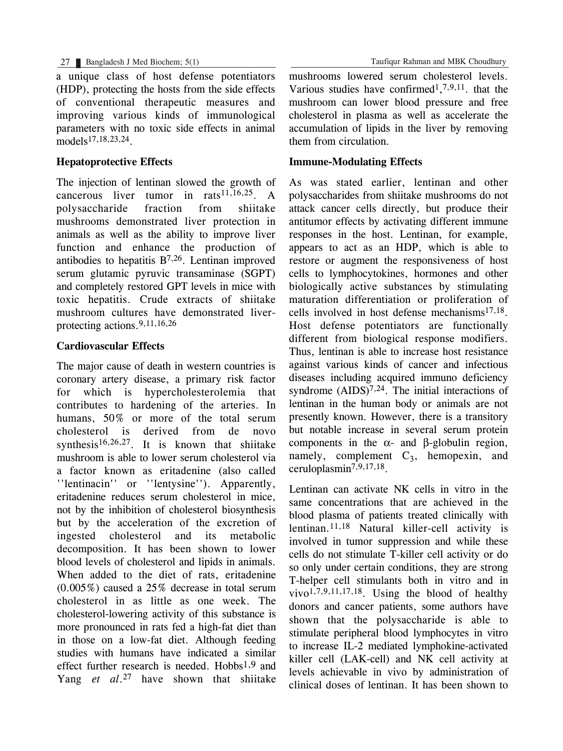a unique class of host defense potentiators (HDP), protecting the hosts from the side effects of conventional therapeutic measures and improving various kinds of immunological parameters with no toxic side effects in animal models[17,18,23,24].

### Hepatoprotective Effects

The injection of lentinan slowed the growth of cancerous liver tumor in rats[11,16,25]. A polysaccharide fraction from shiitake mushrooms demonstrated liver protection in animals as well as the ability to improve liver function and enhance the production of antibodies to hepatitis B[7,26]. Lentinan improved serum glutamic pyruvic transaminase (SGPT) and completely restored GPT levels in mice with toxic hepatitis. Crude extracts of shiitake mushroom cultures have demonstrated liver-protecting actions.[9,11,16,26]

### Cardiovascular Effects

The major cause of death in western countries is coronary artery disease, a primary risk factor for which is hypercholesterolemia that contributes to hardening of the arteries. In humans, 50% or more of the total serum cholesterol is derived from de novo synthesis[16,26,27]. It is known that shiitake mushroom is able to lower serum cholesterol via a factor known as eritadenine (also called ''lentinacin'' or ''lentysine''). Apparently, eritadenine reduces serum cholesterol in mice, not by the inhibition of cholesterol biosynthesis but by the acceleration of the excretion of ingested cholesterol and its metabolic decomposition. It has been shown to lower blood levels of cholesterol and lipids in animals. When added to the diet of rats, eritadenine (0.005%) caused a 25% decrease in total serum cholesterol in as little as one week. The cholesterol-lowering activity of this substance is more pronounced in rats fed a high-fat diet than in those on a low-fat diet. Although feeding studies with humans have indicated a similar effect further research is needed. Hobbs[1,9] and Yang *et al*.[27] have shown that shiitake mushrooms lowered serum cholesterol levels. Various studies have confirmed[1,7,9,11]. that the mushroom can lower blood pressure and free cholesterol in plasma as well as accelerate the accumulation of lipids in the liver by removing them from circulation.

### Immune-Modulating Effects

As was stated earlier, lentinan and other polysaccharides from shiitake mushrooms do not attack cancer cells directly, but produce their antitumor effects by activating different immune responses in the host. Lentinan, for example, appears to act as an HDP, which is able to restore or augment the responsiveness of host cells to lymphocytokines, hormones and other biologically active substances by stimulating maturation differentiation or proliferation of cells involved in host defense mechanisms[17,18]. Host defense potentiators are functionally different from biological response modifiers. Thus, lentinan is able to increase host resistance against various kinds of cancer and infectious diseases including acquired immuno deficiency syndrome (AIDS)[7,24]. The initial interactions of lentinan in the human body or animals are not presently known. However, there is a transitory but notable increase in several serum protein components in the $\alpha$- and $\beta$-globulin region, namely, complement $C_3$, hemopexin, and ceruloplasmin[7,9,17,18].

Lentinan can activate NK cells in vitro in the same concentrations that are achieved in the blood plasma of patients treated clinically with lentinan.[11,18] Natural killer-cell activity is involved in tumor suppression and while these cells do not stimulate T-killer cell activity or do so only under certain conditions, they are strong T-helper cell stimulants both in vitro and in vivo[1,7,9,11,17,18]. Using the blood of healthy donors and cancer patients, some authors have shown that the polysaccharide is able to stimulate peripheral blood lymphocytes in vitro to increase IL-2 mediated lymphokine-activated killer cell (LAK-cell) and NK cell activity at levels achievable in vivo by administration of clinical doses of lentinan. It has been shown to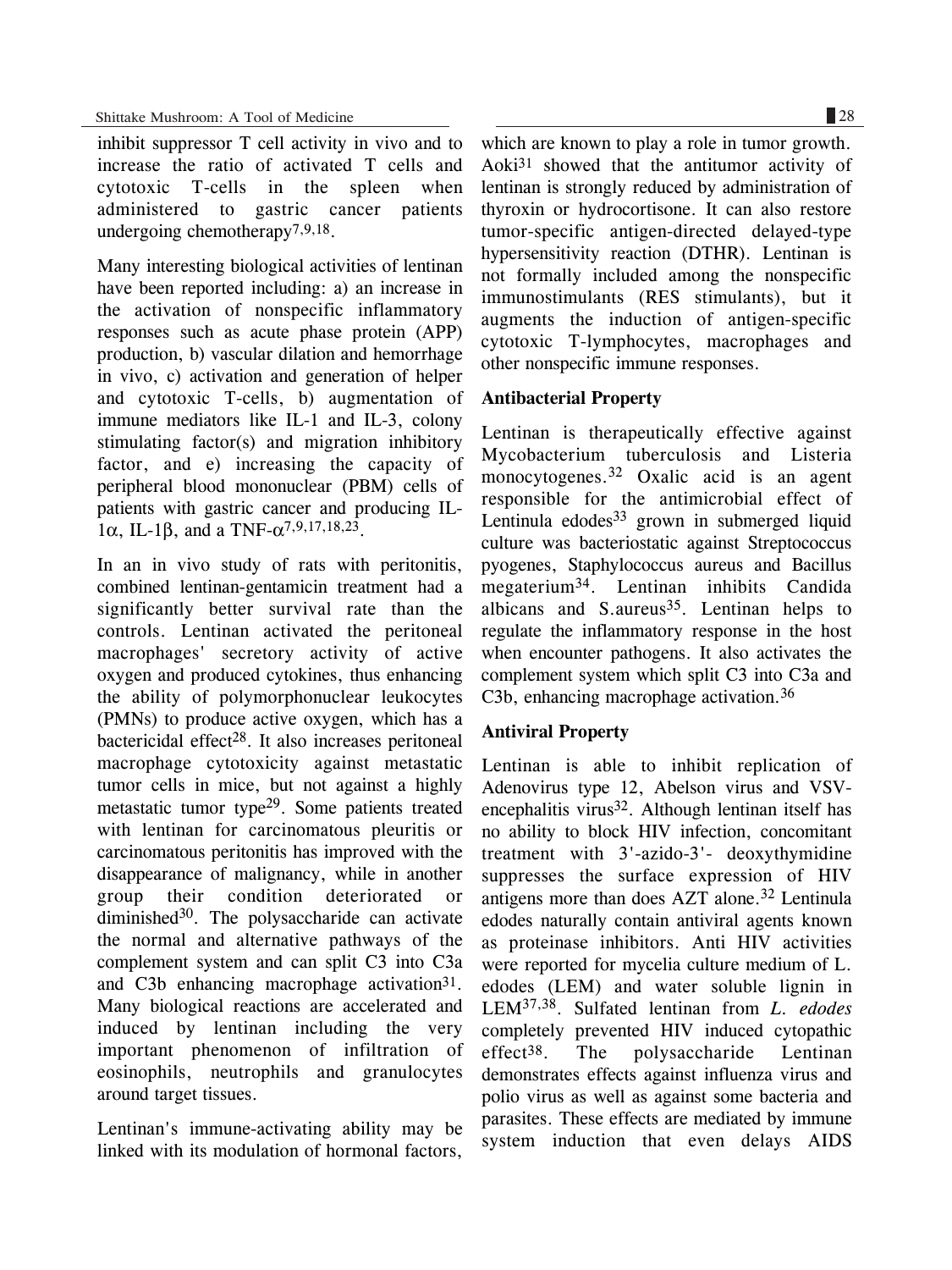inhibit suppressor T cell activity in vivo and to increase the ratio of activated T cells and cytotoxic T-cells in the spleen when administered to gastric cancer patients undergoing chemotherapy[7,9,18].

Many interesting biological activities of lentinan have been reported including: a) an increase in the activation of nonspecific inflammatory responses such as acute phase protein (APP) production, b) vascular dilation and hemorrhage in vivo, c) activation and generation of helper and cytotoxic T-cells, b) augmentation of immune mediators like IL-1 and IL-3, colony stimulating factor(s) and migration inhibitory factor, and e) increasing the capacity of peripheral blood mononuclear (PBM) cells of patients with gastric cancer and producing IL-1$\alpha$, IL-1$\beta$, and a TNF-$\alpha$[7,9,17,18,23].

In an in vivo study of rats with peritonitis, combined lentinan-gentamicin treatment had a significantly better survival rate than the controls. Lentinan activated the peritoneal macrophages' secretory activity of active oxygen and produced cytokines, thus enhancing the ability of polymorphonuclear leukocytes (PMNs) to produce active oxygen, which has a bactericidal effect[28]. It also increases peritoneal macrophage cytotoxicity against metastatic tumor cells in mice, but not against a highly metastatic tumor type[29]. Some patients treated with lentinan for carcinomatous pleuritis or carcinomatous peritonitis has improved with the disappearance of malignancy, while in another group their condition deteriorated or diminished[30]. The polysaccharide can activate the normal and alternative pathways of the complement system and can split C3 into C3a and C3b enhancing macrophage activation[31]. Many biological reactions are accelerated and induced by lentinan including the very important phenomenon of infiltration of eosinophils, neutrophils and granulocytes around target tissues.

Lentinan's immune-activating ability may be linked with its modulation of hormonal factors, which are known to play a role in tumor growth. Aoki[31] showed that the antitumor activity of lentinan is strongly reduced by administration of thyroxin or hydrocortisone. It can also restore tumor-specific antigen-directed delayed-type hypersensitivity reaction (DTHR). Lentinan is not formally included among the nonspecific immunostimulants (RES stimulants), but it augments the induction of antigen-specific cytotoxic T-lymphocytes, macrophages and other nonspecific immune responses.

### Antibacterial Property

Lentinan is therapeutically effective against Mycobacterium tuberculosis and Listeria monocytogenes.[32] Oxalic acid is an agent responsible for the antimicrobial effect of Lentinula edodes[33] grown in submerged liquid culture was bacteriostatic against Streptococcus pyogenes, Staphylococcus aureus and Bacillus megaterium[34]. Lentinan inhibits Candida albicans and S.aureus[35]. Lentinan helps to regulate the inflammatory response in the host when encounter pathogens. It also activates the complement system which split C3 into C3a and C3b, enhancing macrophage activation.[36]

### Antiviral Property

Lentinan is able to inhibit replication of Adenovirus type 12, Abelson virus and VSV-encephalitis virus[32]. Although lentinan itself has no ability to block HIV infection, concomitant treatment with 3'-azido-3'- deoxythymidine suppresses the surface expression of HIV antigens more than does AZT alone.[32] Lentinula edodes naturally contain antiviral agents known as proteinase inhibitors. Anti HIV activities were reported for mycelia culture medium of L. edodes (LEM) and water soluble lignin in LEM[37,38]. Sulfated lentinan from *L. edodes* completely prevented HIV induced cytopathic effect[38]. The polysaccharide Lentinan demonstrates effects against influenza virus and polio virus as well as against some bacteria and parasites. These effects are mediated by immune system induction that even delays AIDS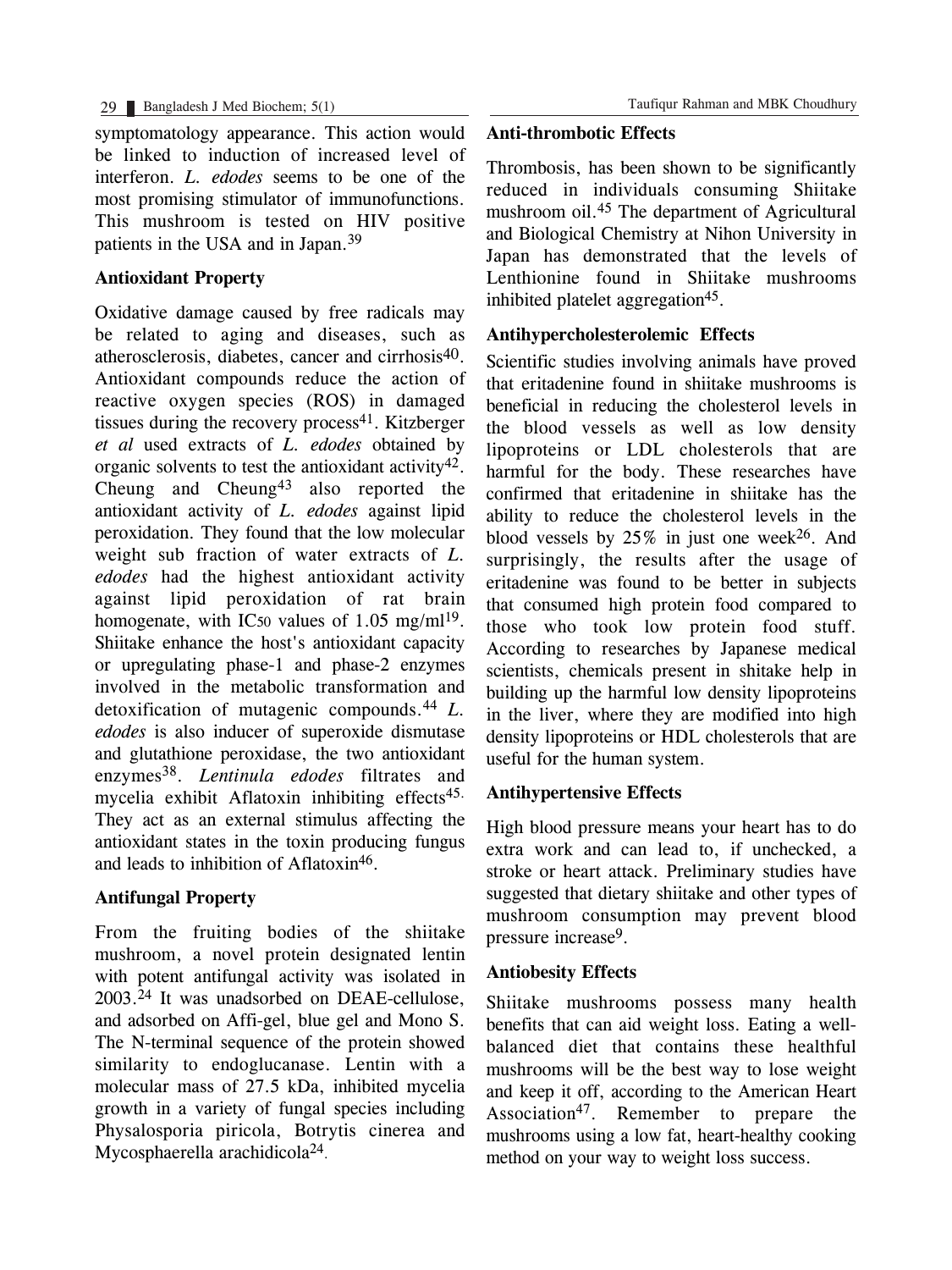symptomatology appearance. This action would be linked to induction of increased level of interferon. *L. edodes* seems to be one of the most promising stimulator of immunofunctions. This mushroom is tested on HIV positive patients in the USA and in Japan.[39]

### Antioxidant Property

Oxidative damage caused by free radicals may be related to aging and diseases, such as atherosclerosis, diabetes, cancer and cirrhosis[40]. Antioxidant compounds reduce the action of reactive oxygen species (ROS) in damaged tissues during the recovery process[41]. Kitzberger *et al* used extracts of *L. edodes* obtained by organic solvents to test the antioxidant activity[42]. Cheung and Cheung[43] also reported the antioxidant activity of *L. edodes* against lipid peroxidation. They found that the low molecular weight sub fraction of water extracts of *L. edodes* had the highest antioxidant activity against lipid peroxidation of rat brain homogenate, with $IC_{50}$ values of 1.05 mg/ml[19]. Shiitake enhance the host's antioxidant capacity or upregulating phase-1 and phase-2 enzymes involved in the metabolic transformation and detoxification of mutagenic compounds.[44] *L. edodes* is also inducer of superoxide dismutase and glutathione peroxidase, the two antioxidant enzymes[38]. *Lentinula edodes* filtrates and mycelia exhibit Aflatoxin inhibiting effects[45]. They act as an external stimulus affecting the antioxidant states in the toxin producing fungus and leads to inhibition of Aflatoxin[46].

### Antifungal Property

From the fruiting bodies of the shiitake mushroom, a novel protein designated lentin with potent antifungal activity was isolated in 2003.[24] It was unadsorbed on DEAE-cellulose, and adsorbed on Affi-gel, blue gel and Mono S. The N-terminal sequence of the protein showed similarity to endoglucanase. Lentin with a molecular mass of 27.5 kDa, inhibited mycelia growth in a variety of fungal species including Physalospora piricola, Botrytis cinerea and Mycosphaerella arachidicola[24].

### Anti-thrombotic Effects

Thrombosis, has been shown to be significantly reduced in individuals consuming Shiitake mushroom oil.[45] The department of Agricultural and Biological Chemistry at Nihon University in Japan has demonstrated that the levels of Lenthionine found in Shiitake mushrooms inhibited platelet aggregation[45].

### Antihypercholesterolemic Effects

Scientific studies involving animals have proved that eritadenine found in shiitake mushrooms is beneficial in reducing the cholesterol levels in the blood vessels as well as low density lipoproteins or LDL cholesterols that are harmful for the body. These researches have confirmed that eritadenine in shiitake has the ability to reduce the cholesterol levels in the blood vessels by 25% in just one week[26]. And surprisingly, the results after the usage of eritadenine was found to be better in subjects that consumed high protein food compared to those who took low protein food stuff. According to researches by Japanese medical scientists, chemicals present in shitake help in building up the harmful low density lipoproteins in the liver, where they are modified into high density lipoproteins or HDL cholesterols that are useful for the human system.

### Antihypertensive Effects

High blood pressure means your heart has to do extra work and can lead to, if unchecked, a stroke or heart attack. Preliminary studies have suggested that dietary shiitake and other types of mushroom consumption may prevent blood pressure increase[9].

### Antiobesity Effects

Shiitake mushrooms possess many health benefits that can aid weight loss. Eating a well-balanced diet that contains these healthful mushrooms will be the best way to lose weight and keep it off, according to the American Heart Association[47]. Remember to prepare the mushrooms using a low fat, heart-healthy cooking method on your way to weight loss success.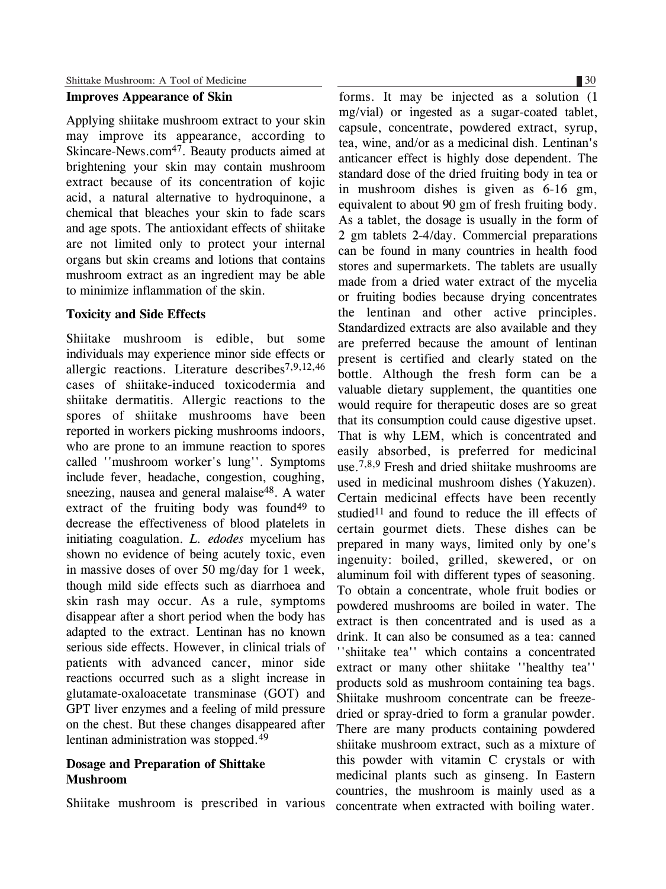## Improves Appearance of Skin

Applying shiitake mushroom extract to your skin may improve its appearance, according to Skincare-News.com[47]. Beauty products aimed at brightening your skin may contain mushroom extract because of its concentration of kojic acid, a natural alternative to hydroquinone, a chemical that bleaches your skin to fade scars and age spots. The antioxidant effects of shiitake are not limited only to protect your internal organs but skin creams and lotions that contains mushroom extract as an ingredient may be able to minimize inflammation of the skin.

## Toxicity and Side Effects

Shiitake mushroom is edible, but some individuals may experience minor side effects or allergic reactions. Literature describes[7,9,12,46] cases of shiitake-induced toxicodermia and shiitake dermatitis. Allergic reactions to the spores of shiitake mushrooms have been reported in workers picking mushrooms indoors, who are prone to an immune reaction to spores called ''mushroom worker's lung''. Symptoms include fever, headache, congestion, coughing, sneezing, nausea and general malaise[48]. A water extract of the fruiting body was found[49] to decrease the effectiveness of blood platelets in initiating coagulation. *L. edodes* mycelium has shown no evidence of being acutely toxic, even in massive doses of over 50 mg/day for 1 week, though mild side effects such as diarrhoea and skin rash may occur. As a rule, symptoms disappear after a short period when the body has adapted to the extract. Lentinan has no known serious side effects. However, in clinical trials of patients with advanced cancer, minor side reactions occurred such as a slight increase in glutamate-oxaloacetate transminase (GOT) and GPT liver enzymes and a feeling of mild pressure on the chest. But these changes disappeared after lentinan administration was stopped.[49]

## Dosage and Preparation of Shittake Mushroom

Shiitake mushroom is prescribed in various forms. It may be injected as a solution (1 mg/vial) or ingested as a sugar-coated tablet, capsule, concentrate, powdered extract, syrup, tea, wine, and/or as a medicinal dish. Lentinan's anticancer effect is highly dose dependent. The standard dose of the dried fruiting body in tea or in mushroom dishes is given as 6-16 gm, equivalent to about 90 gm of fresh fruiting body. As a tablet, the dosage is usually in the form of 2 gm tablets 2-4/day. Commercial preparations can be found in many countries in health food stores and supermarkets. The tablets are usually made from a dried water extract of the mycelia or fruiting bodies because drying concentrates the lentinan and other active principles. Standardized extracts are also available and they are preferred because the amount of lentinan present is certified and clearly stated on the bottle. Although the fresh form can be a valuable dietary supplement, the quantities one would require for therapeutic doses are so great that its consumption could cause digestive upset. That is why LEM, which is concentrated and easily absorbed, is preferred for medicinal use.[7,8,9] Fresh and dried shiitake mushrooms are used in medicinal mushroom dishes (Yakuzen). Certain medicinal effects have been recently studied[11] and found to reduce the ill effects of certain gourmet diets. These dishes can be prepared in many ways, limited only by one's ingenuity: boiled, grilled, skewered, or on aluminum foil with different types of seasoning. To obtain a concentrate, whole fruit bodies or powdered mushrooms are boiled in water. The extract is then concentrated and is used as a drink. It can also be consumed as a tea: canned ''shiitake tea'' which contains a concentrated extract or many other shiitake ''healthy tea'' products sold as mushroom containing tea bags. Shiitake mushroom concentrate can be freeze-dried or spray-dried to form a granular powder. There are many products containing powdered shiitake mushroom extract, such as a mixture of this powder with vitamin C crystals or with medicinal plants such as ginseng. In Eastern countries, the mushroom is mainly used as a concentrate when extracted with boiling water.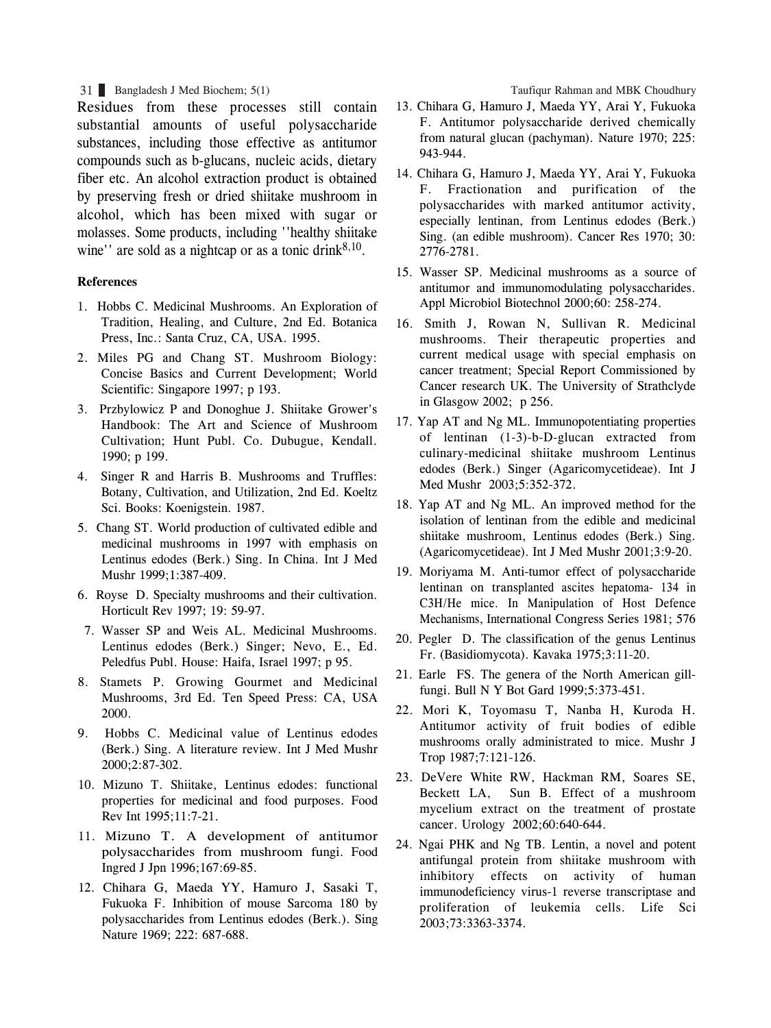Residues from these processes still contain substantial amounts of useful polysaccharide substances, including those effective as antitumor compounds such as b-glucans, nucleic acids, dietary fiber etc. An alcohol extraction product is obtained by preserving fresh or dried shiitake mushroom in alcohol, which has been mixed with sugar or molasses. Some products, including ''healthy shiitake wine'' are sold as a nightcap or as a tonic drink[8,10].

#### References

1. Hobbs C. Medicinal Mushrooms. An Exploration of Tradition, Healing, and Culture, 2nd Ed. Botanica Press, Inc.: Santa Cruz, CA, USA. 1995.
2. Miles PG and Chang ST. Mushroom Biology: Concise Basics and Current Development; World Scientific: Singapore 1997; p 193.
3. Przbylowicz P and Donoghue J. Shiitake Grower's Handbook: The Art and Science of Mushroom Cultivation; Hunt Publ. Co. Dubugue, Kendall. 1990; p 199.
4. Singer R and Harris B. Mushrooms and Truffles: Botany, Cultivation, and Utilization, 2nd Ed. Koeltz Sci. Books: Koenigstein. 1987.
5. Chang ST. World production of cultivated edible and medicinal mushrooms in 1997 with emphasis on Lentinus edodes (Berk.) Sing. In China. Int J Med Mushr 1999;1:387-409.
6. Royse D. Specialty mushrooms and their cultivation. Horticult Rev 1997; 19: 59-97.
7. Wasser SP and Weis AL. Medicinal Mushrooms. Lentinus edodes (Berk.) Singer; Nevo, E., Ed. Peledfus Publ. House: Haifa, Israel 1997; p 95.
8. Stamets P. Growing Gourmet and Medicinal Mushrooms, 3rd Ed. Ten Speed Press: CA, USA 2000.
9. Hobbs C. Medicinal value of Lentinus edodes (Berk.) Sing. A literature review. Int J Med Mushr 2000;2:87-302.
10. Mizuno T. Shiitake, Lentinus edodes: functional properties for medicinal and food purposes. Food Rev Int 1995;11:7-21.
11. Mizuno T. A development of antitumor polysaccharides from mushroom fungi. Food Ingred J Jpn 1996;167:69-85.
12. Chihara G, Maeda YY, Hamuro J, Sasaki T, Fukuoka F. Inhibition of mouse Sarcoma 180 by polysaccharides from Lentinus edodes (Berk.). Sing Nature 1969; 222: 687-688.
13. Chihara G, Hamuro J, Maeda YY, Arai Y, Fukuoka F. Antitumor polysaccharide derived chemically from natural glucan (pachyman). Nature 1970; 225: 943-944.
14. Chihara G, Hamuro J, Maeda YY, Arai Y, Fukuoka F. Fractionation and purification of the polysaccharides with marked antitumor activity, especially lentinan, from Lentinus edodes (Berk.) Sing. (an edible mushroom). Cancer Res 1970; 30: 2776-2781.
15. Wasser SP. Medicinal mushrooms as a source of antitumor and immunomodulating polysaccharides. Appl Microbiol Biotechnol 2000;60: 258-274.
16. Smith J, Rowan N, Sullivan R. Medicinal mushrooms. Their therapeutic properties and current medical usage with special emphasis on cancer treatment; Special Report Commissioned by Cancer research UK. The University of Strathclyde in Glasgow 2002; p 256.
17. Yap AT and Ng ML. Immunopotentiating properties of lentinan (1-3)-b-D-glucan extracted from culinary-medicinal shiitake mushroom Lentinus edodes (Berk.) Singer (Agaricomycetideae). Int J Med Mushr 2003;5:352-372.
18. Yap AT and Ng ML. An improved method for the isolation of lentinan from the edible and medicinal shiitake mushroom, Lentinus edodes (Berk.) Sing. (Agaricomycetideae). Int J Med Mushr 2001;3:9-20.
19. Moriyama M. Anti-tumor effect of polysaccharide lentinan on transplanted ascites hepatoma- 134 in C3H/He mice. In Manipulation of Host Defence Mechanisms, International Congress Series 1981; 576
20. Pegler D. The classification of the genus Lentinus Fr. (Basidiomycota). Kavaka 1975;3:11-20.
21. Earle FS. The genera of the North American gill-fungi. Bull N Y Bot Gard 1999;5:373-451.
22. Mori K, Toyomasu T, Nanba H, Kuroda H. Antitumor activity of fruit bodies of edible mushrooms orally administrated to mice. Mushr J Trop 1987;7:121-126.
23. DeVere White RW, Hackman RM, Soares SE, Beckett LA, Sun B. Effect of a mushroom mycelium extract on the treatment of prostate cancer. Urology 2002;60:640-644.
24. Ngai PHK and Ng TB. Lentin, a novel and potent antifungal protein from shiitake mushroom with inhibitory effects on activity of human immunodeficiency virus-1 reverse transcriptase and proliferation of leukemia cells. Life Sci 2003;73:3363-3374.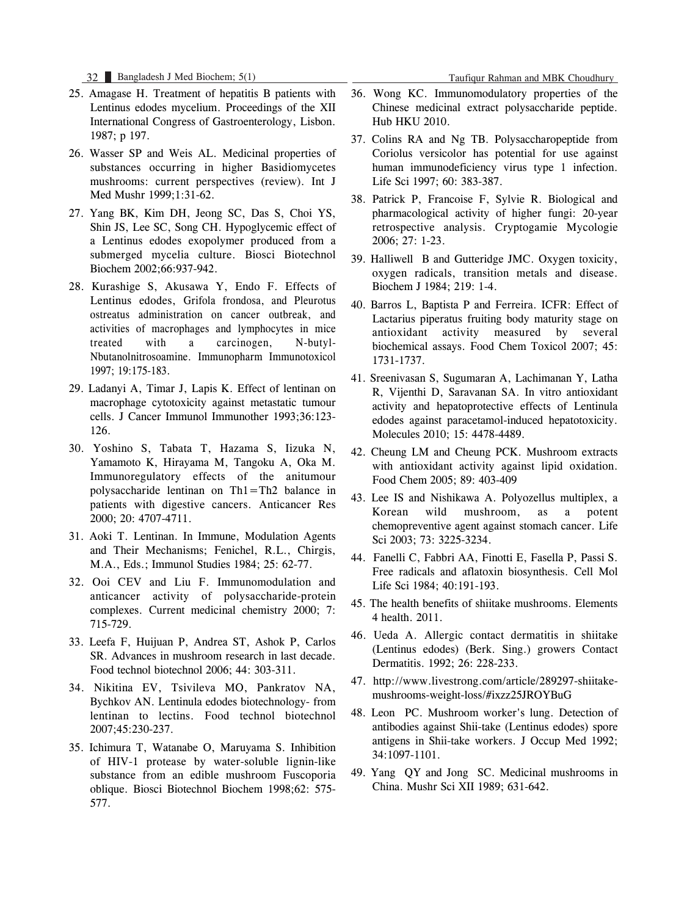25. Amagase H. Treatment of hepatitis B patients with Lentinus edodes mycelium. Proceedings of the XII International Congress of Gastroenterology, Lisbon. 1987; p 197.

26. Wasser SP and Weis AL. Medicinal properties of substances occurring in higher Basidiomycetes mushrooms: current perspectives (review). Int J Med Mushr 1999;1:31-62.

27. Yang BK, Kim DH, Jeong SC, Das S, Choi YS, Shin JS, Lee SC, Song CH. Hypoglycemic effect of a Lentinus edodes exopolymer produced from a submerged mycelia culture. Biosci Biotechnol Biochem 2002;66:937-942.

28. Kurashige S, Akusawa Y, Endo F. Effects of Lentinus edodes, Grifola frondosa, and Pleurotus ostreatus administration on cancer outbreak, and activities of macrophages and lymphocytes in mice treated with a carcinogen, N-butyl-Nbutanolnitrosoamine. Immunopharm Immunotoxicol 1997; 19:175-183.

29. Ladanyi A, Timar J, Lapis K. Effect of lentinan on macrophage cytotoxicity against metastatic tumour cells. J Cancer Immunol Immunother 1993;36:123-126.

30. Yoshino S, Tabata T, Hazama S, Iizuka N, Yamamoto K, Hirayama M, Tangoku A, Oka M. Immunoregulatory effects of the anitumour polysaccharide lentinan on Th1=Th2 balance in patients with digestive cancers. Anticancer Res 2000; 20: 4707-4711.

31. Aoki T. Lentinan. In Immune, Modulation Agents and Their Mechanisms; Fenichel, R.L., Chirgis, M.A., Eds.; Immunol Studies 1984; 25: 62-77.

32. Ooi CEV and Liu F. Immunomodulation and anticancer activity of polysaccharide-protein complexes. Current medicinal chemistry 2000; 7: 715-729.

33. Leefa F, Huijuan P, Andrea ST, Ashok P, Carlos SR. Advances in mushroom research in last decade. Food technol biotechnol 2006; 44: 303-311.

34. Nikitina EV, Tsivileva MO, Pankratov NA, Bychkov AN. Lentinula edodes biotechnology- from lentinan to lectins. Food technol biotechnol 2007;45:230-237.

35. Ichimura T, Watanabe O, Maruyama S. Inhibition of HIV-1 protease by water-soluble lignin-like substance from an edible mushroom Fuscoporia oblique. Biosci Biotechnol Biochem 1998;62: 575-577.

36. Wong KC. Immunomodulatory properties of the Chinese medicinal extract polysaccharide peptide. Hub HKU 2010.

37. Colins RA and Ng TB. Polysaccharopeptide from Coriolus versicolor has potential for use against human immunodeficiency virus type 1 infection. Life Sci 1997; 60: 383-387.

38. Patrick P, Francoise F, Sylvie R. Biological and pharmacological activity of higher fungi: 20-year retrospective analysis. Cryptogamie Mycologie 2006; 27: 1-23.

39. Halliwell B and Gutteridge JMC. Oxygen toxicity, oxygen radicals, transition metals and disease. Biochem J 1984; 219: 1-4.

40. Barros L, Baptista P and Ferreira. ICFR: Effect of Lactarius piperatus fruiting body maturity stage on antioxidant activity measured by several biochemical assays. Food Chem Toxicol 2007; 45: 1731-1737.

41. Sreenivasan S, Sugumaran A, Lachimanan Y, Latha R, Vijenthi D, Saravanan SA. In vitro antioxidant activity and hepatoprotective effects of Lentinula edodes against paracetamol-induced hepatotoxicity. Molecules 2010; 15: 4478-4489.

42. Cheung LM and Cheung PCK. Mushroom extracts with antioxidant activity against lipid oxidation. Food Chem 2005; 89: 403-409

43. Lee IS and Nishikawa A. Polyozellus multiplex, a Korean wild mushroom, as a potent chemopreventive agent against stomach cancer. Life Sci 2003; 73: 3225-3234.

44. Fanelli C, Fabbri AA, Finotti E, Fasella P, Passi S. Free radicals and aflatoxin biosynthesis. Cell Mol Life Sci 1984; 40:191-193.

45. The health benefits of shiitake mushrooms. Elements 4 health. 2011.

46. Ueda A. Allergic contact dermatitis in shiitake (Lentinus edodes) (Berk. Sing.) growers Contact Dermatitis. 1992; 26: 228-233.

47. http://www.livestrong.com/article/289297-shiitake-mushrooms-weight-loss/#ixzz25JROYBuG

48. Leon PC. Mushroom worker's lung. Detection of antibodies against Shii-take (Lentinus edodes) spore antigens in Shii-take workers. J Occup Med 1992; 34:1097-1101.

49. Yang QY and Jong SC. Medicinal mushrooms in China. Mushr Sci XII 1989; 631-642.